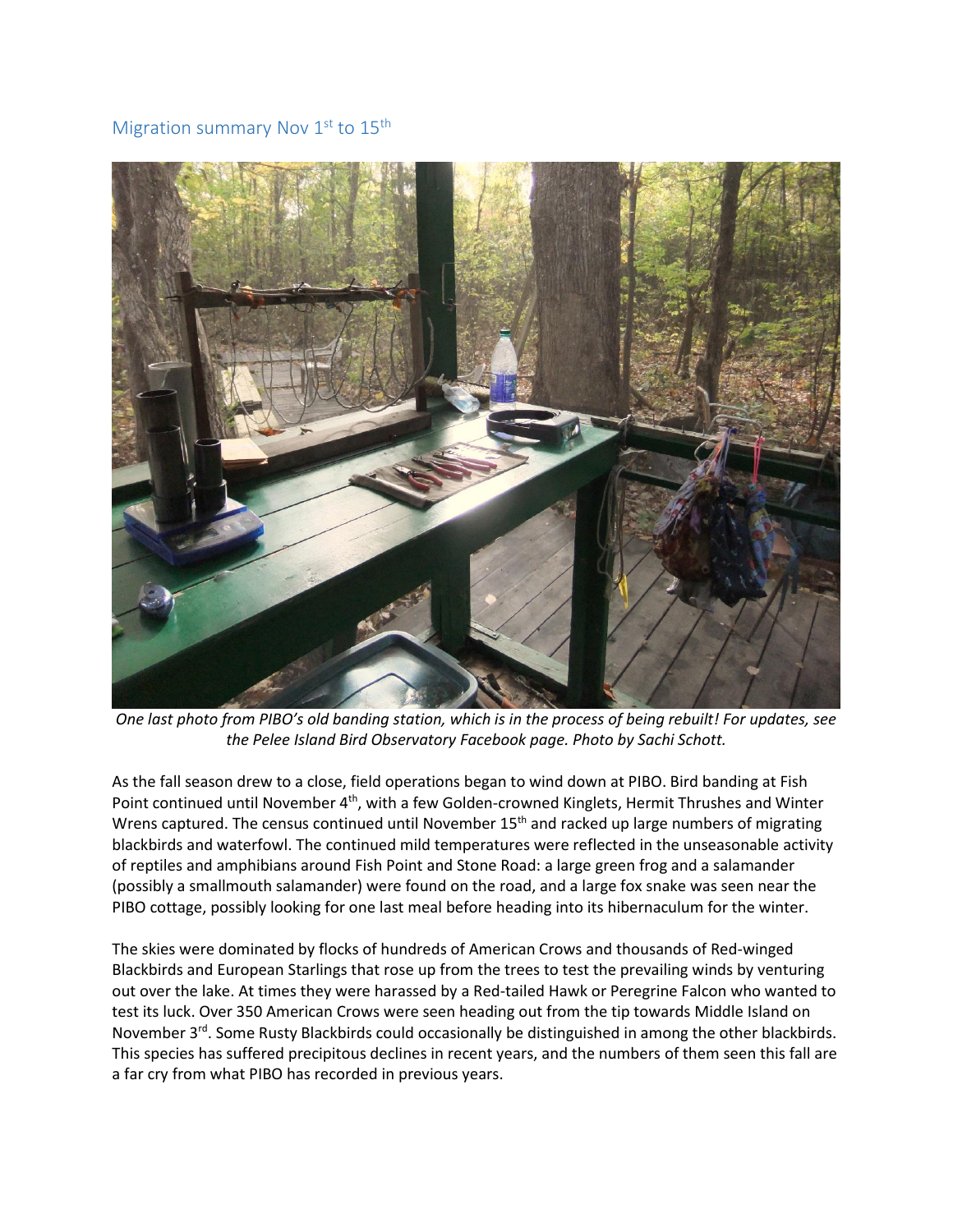## Migration summary Nov 1st to 15th

*One last photo from PIBO's old banding station, which is in the process of being rebuilt! For updates, see the Pelee Island Bird Observatory Facebook page. Photo by Sachi Schott.*

As the fall season drew to a close, field operations began to wind down at PIBO. Bird banding at Fish Point continued until November 4th, with a few Golden-crowned Kinglets, Hermit Thrushes and Winter Wrens captured. The census continued until November 15th and racked up large numbers of migrating blackbirds and waterfowl. The continued mild temperatures were reflected in the unseasonable activity of reptiles and amphibians around Fish Point and Stone Road: a large green frog and a salamander (possibly a smallmouth salamander) were found on the road, and a large fox snake was seen near the PIBO cottage, possibly looking for one last meal before heading into its hibernaculum for the winter.

The skies were dominated by flocks of hundreds of American Crows and thousands of Red-winged Blackbirds and European Starlings that rose up from the trees to test the prevailing winds by venturing out over the lake. At times they were harassed by a Red-tailed Hawk or Peregrine Falcon who wanted to test its luck. Over 350 American Crows were seen heading out from the tip towards Middle Island on November 3rd. Some Rusty Blackbirds could occasionally be distinguished in among the other blackbirds. This species has suffered precipitous declines in recent years, and the numbers of them seen this fall are a far cry from what PIBO has recorded in previous years.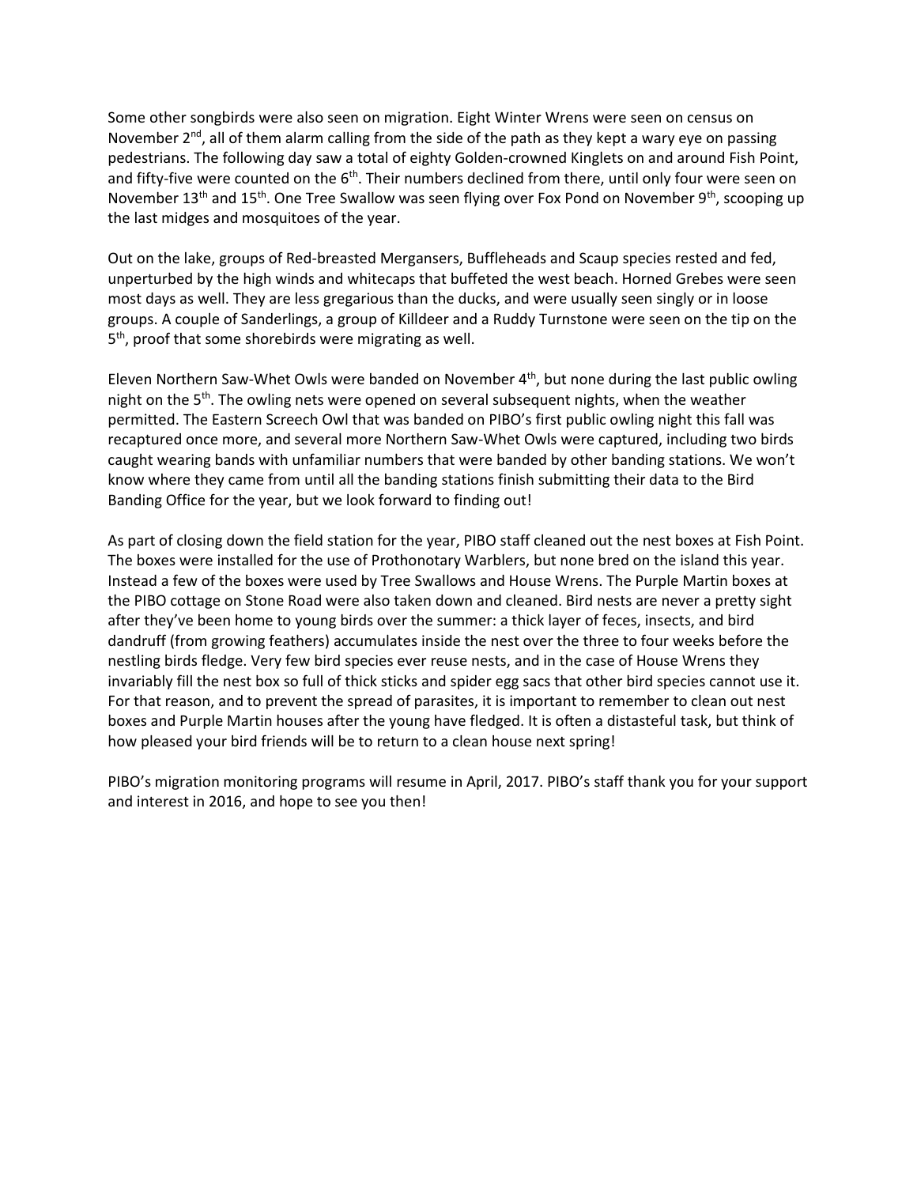Some other songbirds were also seen on migration. Eight Winter Wrens were seen on census on November 2nd, all of them alarm calling from the side of the path as they kept a wary eye on passing pedestrians. The following day saw a total of eighty Golden-crowned Kinglets on and around Fish Point, and fifty-five were counted on the 6th. Their numbers declined from there, until only four were seen on November 13th and 15th. One Tree Swallow was seen flying over Fox Pond on November 9th, scooping up the last midges and mosquitoes of the year.

Out on the lake, groups of Red-breasted Mergansers, Buffleheads and Scaup species rested and fed, unperturbed by the high winds and whitecaps that buffeted the west beach. Horned Grebes were seen most days as well. They are less gregarious than the ducks, and were usually seen singly or in loose groups. A couple of Sanderlings, a group of Killdeer and a Ruddy Turnstone were seen on the tip on the 5th, proof that some shorebirds were migrating as well.

Eleven Northern Saw-Whet Owls were banded on November 4th, but none during the last public owling night on the 5th. The owling nets were opened on several subsequent nights, when the weather permitted. The Eastern Screech Owl that was banded on PIBO's first public owling night this fall was recaptured once more, and several more Northern Saw-Whet Owls were captured, including two birds caught wearing bands with unfamiliar numbers that were banded by other banding stations. We won't know where they came from until all the banding stations finish submitting their data to the Bird Banding Office for the year, but we look forward to finding out!

As part of closing down the field station for the year, PIBO staff cleaned out the nest boxes at Fish Point. The boxes were installed for the use of Prothonotary Warblers, but none bred on the island this year. Instead a few of the boxes were used by Tree Swallows and House Wrens. The Purple Martin boxes at the PIBO cottage on Stone Road were also taken down and cleaned. Bird nests are never a pretty sight after they've been home to young birds over the summer: a thick layer of feces, insects, and bird dandruff (from growing feathers) accumulates inside the nest over the three to four weeks before the nestling birds fledge. Very few bird species ever reuse nests, and in the case of House Wrens they invariably fill the nest box so full of thick sticks and spider egg sacs that other bird species cannot use it. For that reason, and to prevent the spread of parasites, it is important to remember to clean out nest boxes and Purple Martin houses after the young have fledged. It is often a distasteful task, but think of how pleased your bird friends will be to return to a clean house next spring!

PIBO's migration monitoring programs will resume in April, 2017. PIBO's staff thank you for your support and interest in 2016, and hope to see you then!